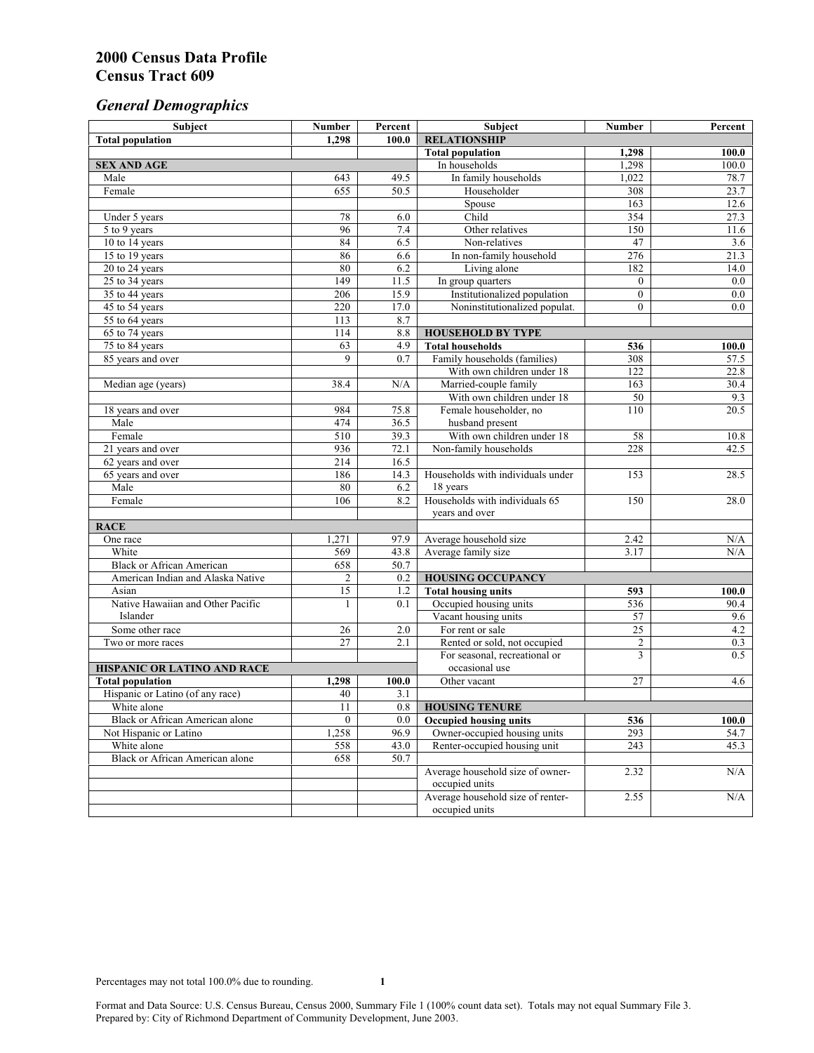# 2000 Census Data Profile
# Census Tract 609

## *General Demographics*

| Subject | Number | Percent | Subject | Number | Percent |
|---|---|---|---|---|---|
| **Total population** | **1,298** | **100.0** | **RELATIONSHIP** | | |
| | | | **Total population** | **1,298** | **100.0** |
| **SEX AND AGE** | | | In households | 1,298 | 100.0 |
| Male | 643 | 49.5 | In family households | 1,022 | 78.7 |
| Female | 655 | 50.5 | Householder | 308 | 23.7 |
| | | | Spouse | 163 | 12.6 |
| Under 5 years | 78 | 6.0 | Child | 354 | 27.3 |
| 5 to 9 years | 96 | 7.4 | Other relatives | 150 | 11.6 |
| 10 to 14 years | 84 | 6.5 | Non-relatives | 47 | 3.6 |
| 15 to 19 years | 86 | 6.6 | In non-family household | 276 | 21.3 |
| 20 to 24 years | 80 | 6.2 | Living alone | 182 | 14.0 |
| 25 to 34 years | 149 | 11.5 | In group quarters | 0 | 0.0 |
| 35 to 44 years | 206 | 15.9 | Institutionalized population | 0 | 0.0 |
| 45 to 54 years | 220 | 17.0 | Noninstitutionalized populat. | 0 | 0.0 |
| 55 to 64 years | 113 | 8.7 | | | |
| 65 to 74 years | 114 | 8.8 | **HOUSEHOLD BY TYPE** | | |
| 75 to 84 years | 63 | 4.9 | **Total households** | **536** | **100.0** |
| 85 years and over | 9 | 0.7 | Family households (families) | 308 | 57.5 |
| | | | With own children under 18 | 122 | 22.8 |
| Median age (years) | 38.4 | N/A | Married-couple family | 163 | 30.4 |
| | | | With own children under 18 | 50 | 9.3 |
| 18 years and over | 984 | 75.8 | Female householder, no husband present | 110 | 20.5 |
| Male | 474 | 36.5 | | | |
| Female | 510 | 39.3 | With own children under 18 | 58 | 10.8 |
| 21 years and over | 936 | 72.1 | Non-family households | 228 | 42.5 |
| 62 years and over | 214 | 16.5 | | | |
| 65 years and over | 186 | 14.3 | Households with individuals under 18 years | 153 | 28.5 |
| Male | 80 | 6.2 | | | |
| Female | 106 | 8.2 | Households with individuals 65 years and over | 150 | 28.0 |
| **RACE** | | | | | |
| One race | 1,271 | 97.9 | Average household size | 2.42 | N/A |
| White | 569 | 43.8 | Average family size | 3.17 | N/A |
| Black or African American | 658 | 50.7 | | | |
| American Indian and Alaska Native | 2 | 0.2 | **HOUSING OCCUPANCY** | | |
| Asian | 15 | 1.2 | **Total housing units** | **593** | **100.0** |
| Native Hawaiian and Other Pacific Islander | 1 | 0.1 | Occupied housing units | 536 | 90.4 |
| | | | Vacant housing units | 57 | 9.6 |
| Some other race | 26 | 2.0 | For rent or sale | 25 | 4.2 |
| Two or more races | 27 | 2.1 | Rented or sold, not occupied | 2 | 0.3 |
| | | | For seasonal, recreational or occasional use | 3 | 0.5 |
| **HISPANIC OR LATINO AND RACE** | | | | | |
| **Total population** | **1,298** | **100.0** | Other vacant | 27 | 4.6 |
| Hispanic or Latino (of any race) | 40 | 3.1 | | | |
| White alone | 11 | 0.8 | **HOUSING TENURE** | | |
| Black or African American alone | 0 | 0.0 | **Occupied housing units** | **536** | **100.0** |
| Not Hispanic or Latino | 1,258 | 96.9 | Owner-occupied housing units | 293 | 54.7 |
| White alone | 558 | 43.0 | Renter-occupied housing unit | 243 | 45.3 |
| Black or African American alone | 658 | 50.7 | | | |
| | | | Average household size of owner-occupied units | 2.32 | N/A |
| | | | Average household size of renter-occupied units | 2.55 | N/A |

Percentages may not total 100.0% due to rounding.

Format and Data Source: U.S. Census Bureau, Census 2000, Summary File 1 (100% count data set). Totals may not equal Summary File 3.
Prepared by: City of Richmond Department of Community Development, June 2003.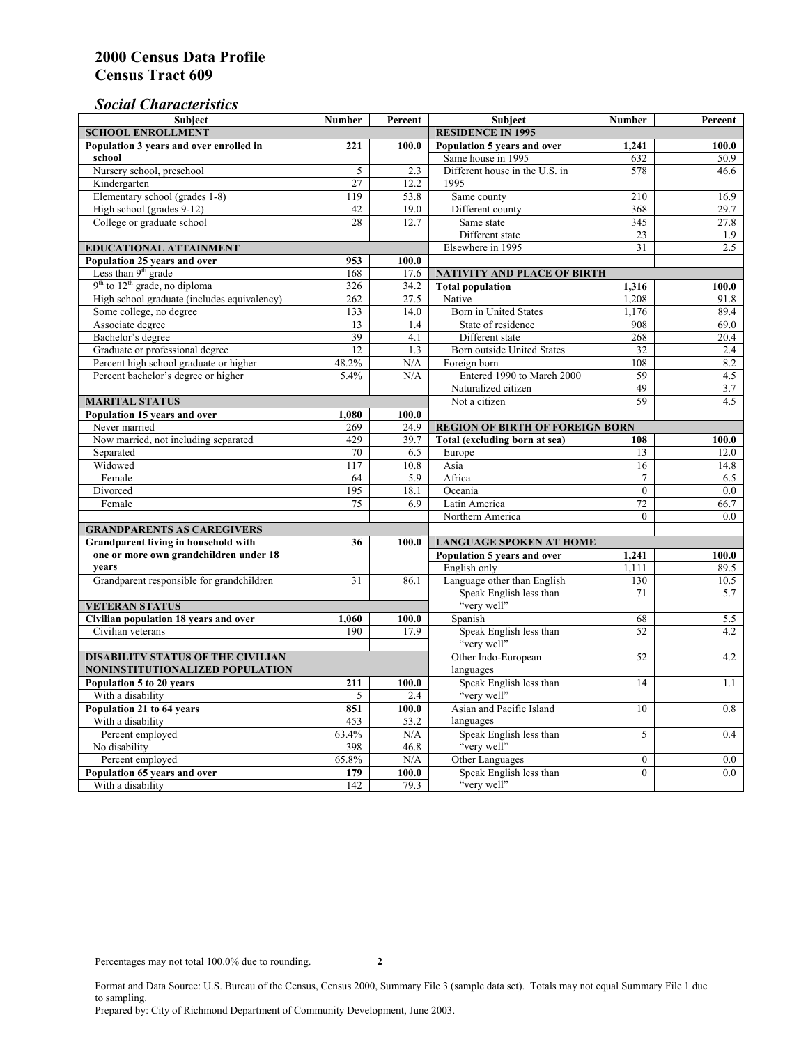## 2000 Census Data Profile
## Census Tract 609

### *Social Characteristics*

| Subject | Number | Percent |
|---|---|---|
| **SCHOOL ENROLLMENT** | | |
| **Population 3 years and over enrolled in school** | **221** | **100.0** |
| Nursery school, preschool | 5 | 2.3 |
| Kindergarten | 27 | 12.2 |
| Elementary school (grades 1-8) | 119 | 53.8 |
| High school (grades 9-12) | 42 | 19.0 |
| College or graduate school | 28 | 12.7 |
| **EDUCATIONAL ATTAINMENT** | | |
| **Population 25 years and over** | **953** | **100.0** |
| Less than 9th grade | 168 | 17.6 |
| 9th to 12th grade, no diploma | 326 | 34.2 |
| High school graduate (includes equivalency) | 262 | 27.5 |
| Some college, no degree | 133 | 14.0 |
| Associate degree | 13 | 1.4 |
| Bachelor's degree | 39 | 4.1 |
| Graduate or professional degree | 12 | 1.3 |
| Percent high school graduate or higher | 48.2% | N/A |
| Percent bachelor's degree or higher | 5.4% | N/A |
| **MARITAL STATUS** | | |
| **Population 15 years and over** | **1,080** | **100.0** |
| Never married | 269 | 24.9 |
| Now married, not including separated | 429 | 39.7 |
| Separated | 70 | 6.5 |
| Widowed | 117 | 10.8 |
| Female | 64 | 5.9 |
| Divorced | 195 | 18.1 |
| Female | 75 | 6.9 |
| **GRANDPARENTS AS CAREGIVERS** | | |
| **Grandparent living in household with one or more own grandchildren under 18 years** | **36** | **100.0** |
| Grandparent responsible for grandchildren | 31 | 86.1 |
| **VETERAN STATUS** | | |
| **Civilian population 18 years and over** | **1,060** | **100.0** |
| Civilian veterans | 190 | 17.9 |
| **DISABILITY STATUS OF THE CIVILIAN NONINSTITUTIONALIZED POPULATION** | | |
| **Population 5 to 20 years** | **211** | **100.0** |
| With a disability | 5 | 2.4 |
| **Population 21 to 64 years** | **851** | **100.0** |
| With a disability | 453 | 53.2 |
| Percent employed | 63.4% | N/A |
| No disability | 398 | 46.8 |
| Percent employed | 65.8% | N/A |
| **Population 65 years and over** | **179** | **100.0** |
| With a disability | 142 | 79.3 |

| Subject | Number | Percent |
|---|---|---|
| **RESIDENCE IN 1995** | | |
| **Population 5 years and over** | **1,241** | **100.0** |
| Same house in 1995 | 632 | 50.9 |
| Different house in the U.S. in 1995 | 578 | 46.6 |
| Same county | 210 | 16.9 |
| Different county | 368 | 29.7 |
| Same state | 345 | 27.8 |
| Different state | 23 | 1.9 |
| Elsewhere in 1995 | 31 | 2.5 |
| **NATIVITY AND PLACE OF BIRTH** | | |
| **Total population** | **1,316** | **100.0** |
| Native | 1,208 | 91.8 |
| Born in United States | 1,176 | 89.4 |
| State of residence | 908 | 69.0 |
| Different state | 268 | 20.4 |
| Born outside United States | 32 | 2.4 |
| Foreign born | 108 | 8.2 |
| Entered 1990 to March 2000 | 59 | 4.5 |
| Naturalized citizen | 49 | 3.7 |
| Not a citizen | 59 | 4.5 |
| **REGION OF BIRTH OF FOREIGN BORN** | | |
| **Total (excluding born at sea)** | **108** | **100.0** |
| Europe | 13 | 12.0 |
| Asia | 16 | 14.8 |
| Africa | 7 | 6.5 |
| Oceania | 0 | 0.0 |
| Latin America | 72 | 66.7 |
| Northern America | 0 | 0.0 |
| **LANGUAGE SPOKEN AT HOME** | | |
| **Population 5 years and over** | **1,241** | **100.0** |
| English only | 1,111 | 89.5 |
| Language other than English | 130 | 10.5 |
| Speak English less than "very well" | 71 | 5.7 |
| Spanish | 68 | 5.5 |
| Speak English less than "very well" | 52 | 4.2 |
| Other Indo-European languages | 52 | 4.2 |
| Speak English less than "very well" | 14 | 1.1 |
| Asian and Pacific Island languages | 10 | 0.8 |
| Speak English less than "very well" | 5 | 0.4 |
| Other Languages | 0 | 0.0 |
| Speak English less than "very well" | 0 | 0.0 |

Percentages may not total 100.0% due to rounding.

Format and Data Source: U.S. Bureau of the Census, Census 2000, Summary File 3 (sample data set). Totals may not equal Summary File 1 due to sampling.
Prepared by: City of Richmond Department of Community Development, June 2003.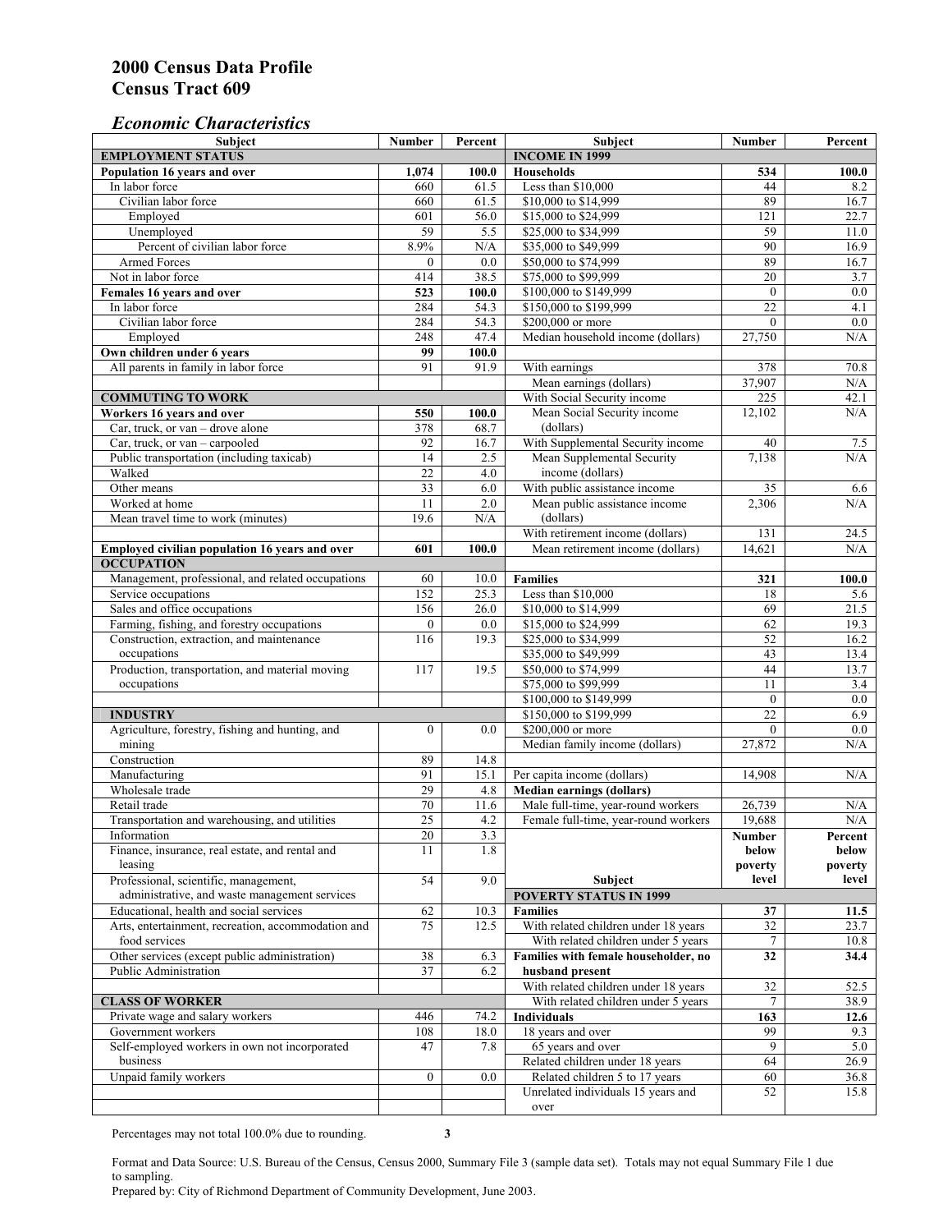# 2000 Census Data Profile
# Census Tract 609

## *Economic Characteristics*

| Subject | Number | Percent |
|---|---|---|
| **EMPLOYMENT STATUS** | | |
| **Population 16 years and over** | **1,074** | **100.0** |
| In labor force | 660 | 61.5 |
| Civilian labor force | 660 | 61.5 |
| Employed | 601 | 56.0 |
| Unemployed | 59 | 5.5 |
| Percent of civilian labor force | 8.9% | N/A |
| Armed Forces | 0 | 0.0 |
| Not in labor force | 414 | 38.5 |
| **Females 16 years and over** | **523** | **100.0** |
| In labor force | 284 | 54.3 |
| Civilian labor force | 284 | 54.3 |
| Employed | 248 | 47.4 |
| **Own children under 6 years** | **99** | **100.0** |
| All parents in family in labor force | 91 | 91.9 |
| **COMMUTING TO WORK** | | |
| **Workers 16 years and over** | **550** | **100.0** |
| Car, truck, or van – drove alone | 378 | 68.7 |
| Car, truck, or van – carpooled | 92 | 16.7 |
| Public transportation (including taxicab) | 14 | 2.5 |
| Walked | 22 | 4.0 |
| Other means | 33 | 6.0 |
| Worked at home | 11 | 2.0 |
| Mean travel time to work (minutes) | 19.6 | N/A |
| **Employed civilian population 16 years and over** | **601** | **100.0** |
| **OCCUPATION** | | |
| Management, professional, and related occupations | 60 | 10.0 |
| Service occupations | 152 | 25.3 |
| Sales and office occupations | 156 | 26.0 |
| Farming, fishing, and forestry occupations | 0 | 0.0 |
| Construction, extraction, and maintenance occupations | 116 | 19.3 |
| Production, transportation, and material moving occupations | 117 | 19.5 |
| **INDUSTRY** | | |
| Agriculture, forestry, fishing and hunting, and mining | 0 | 0.0 |
| Construction | 89 | 14.8 |
| Manufacturing | 91 | 15.1 |
| Wholesale trade | 29 | 4.8 |
| Retail trade | 70 | 11.6 |
| Transportation and warehousing, and utilities | 25 | 4.2 |
| Information | 20 | 3.3 |
| Finance, insurance, real estate, and rental and leasing | 11 | 1.8 |
| Professional, scientific, management, administrative, and waste management services | 54 | 9.0 |
| Educational, health and social services | 62 | 10.3 |
| Arts, entertainment, recreation, accommodation and food services | 75 | 12.5 |
| Other services (except public administration) | 38 | 6.3 |
| Public Administration | 37 | 6.2 |
| **CLASS OF WORKER** | | |
| Private wage and salary workers | 446 | 74.2 |
| Government workers | 108 | 18.0 |
| Self-employed workers in own not incorporated business | 47 | 7.8 |
| Unpaid family workers | 0 | 0.0 |

| Subject | Number | Percent |
|---|---|---|
| **INCOME IN 1999** | | |
| **Households** | **534** | **100.0** |
| Less than $10,000 | 44 | 8.2 |
| $10,000 to $14,999 | 89 | 16.7 |
| $15,000 to $24,999 | 121 | 22.7 |
| $25,000 to $34,999 | 59 | 11.0 |
| $35,000 to $49,999 | 90 | 16.9 |
| $50,000 to $74,999 | 89 | 16.7 |
| $75,000 to $99,999 | 20 | 3.7 |
| $100,000 to $149,999 | 0 | 0.0 |
| $150,000 to $199,999 | 22 | 4.1 |
| $200,000 or more | 0 | 0.0 |
| Median household income (dollars) | 27,750 | N/A |
| With earnings | 378 | 70.8 |
| Mean earnings (dollars) | 37,907 | N/A |
| With Social Security income | 225 | 42.1 |
| Mean Social Security income (dollars) | 12,102 | N/A |
| With Supplemental Security income | 40 | 7.5 |
| Mean Supplemental Security income (dollars) | 7,138 | N/A |
| With public assistance income | 35 | 6.6 |
| Mean public assistance income (dollars) | 2,306 | N/A |
| With retirement income (dollars) | 131 | 24.5 |
| Mean retirement income (dollars) | 14,621 | N/A |
| **Families** | **321** | **100.0** |
| Less than $10,000 | 18 | 5.6 |
| $10,000 to $14,999 | 69 | 21.5 |
| $15,000 to $24,999 | 62 | 19.3 |
| $25,000 to $34,999 | 52 | 16.2 |
| $35,000 to $49,999 | 43 | 13.4 |
| $50,000 to $74,999 | 44 | 13.7 |
| $75,000 to $99,999 | 11 | 3.4 |
| $100,000 to $149,999 | 0 | 0.0 |
| $150,000 to $199,999 | 22 | 6.9 |
| $200,000 or more | 0 | 0.0 |
| Median family income (dollars) | 27,872 | N/A |
| Per capita income (dollars) | 14,908 | N/A |
| **Median earnings (dollars)** | | |
| Male full-time, year-round workers | 26,739 | N/A |
| Female full-time, year-round workers | 19,688 | N/A |

| Subject | Number below poverty level | Percent below poverty level |
|---|---|---|
| **POVERTY STATUS IN 1999** | | |
| **Families** | **37** | **11.5** |
| With related children under 18 years | 32 | 23.7 |
| With related children under 5 years | 7 | 10.8 |
| **Families with female householder, no husband present** | **32** | **34.4** |
| With related children under 18 years | 32 | 52.5 |
| With related children under 5 years | 7 | 38.9 |
| **Individuals** | **163** | **12.6** |
| 18 years and over | 99 | 9.3 |
| 65 years and over | 9 | 5.0 |
| Related children under 18 years | 64 | 26.9 |
| Related children 5 to 17 years | 60 | 36.8 |
| Unrelated individuals 15 years and over | 52 | 15.8 |

Percentages may not total 100.0% due to rounding.

Format and Data Source: U.S. Bureau of the Census, Census 2000, Summary File 3 (sample data set). Totals may not equal Summary File 1 due to sampling.
Prepared by: City of Richmond Department of Community Development, June 2003.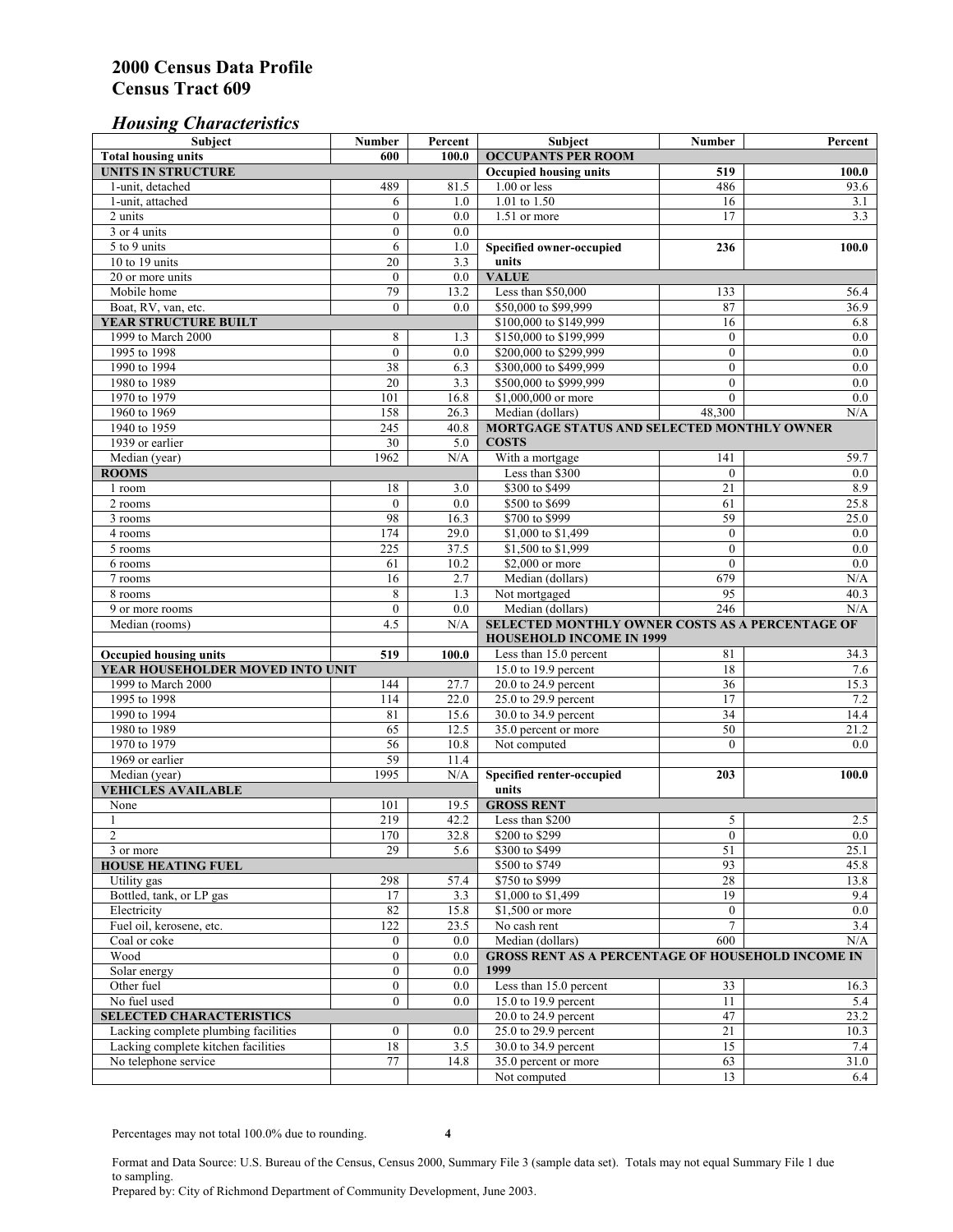# 2000 Census Data Profile
# Census Tract 609

## *Housing Characteristics*

| Subject | Number | Percent | Subject | Number | Percent |
|---|---|---|---|---|---|
| **Total housing units** | **600** | **100.0** | **OCCUPANTS PER ROOM** | | |
| **UNITS IN STRUCTURE** | | | **Occupied housing units** | **519** | **100.0** |
| 1-unit, detached | 489 | 81.5 | 1.00 or less | 486 | 93.6 |
| 1-unit, attached | 6 | 1.0 | 1.01 to 1.50 | 16 | 3.1 |
| 2 units | 0 | 0.0 | 1.51 or more | 17 | 3.3 |
| 3 or 4 units | 0 | 0.0 | | | |
| 5 to 9 units | 6 | 1.0 | **Specified owner-occupied units** | **236** | **100.0** |
| 10 to 19 units | 20 | 3.3 | | | |
| 20 or more units | 0 | 0.0 | **VALUE** | | |
| Mobile home | 79 | 13.2 | Less than $50,000 | 133 | 56.4 |
| Boat, RV, van, etc. | 0 | 0.0 | $50,000 to $99,999 | 87 | 36.9 |
| **YEAR STRUCTURE BUILT** | | | $100,000 to $149,999 | 16 | 6.8 |
| 1999 to March 2000 | 8 | 1.3 | $150,000 to $199,999 | 0 | 0.0 |
| 1995 to 1998 | 0 | 0.0 | $200,000 to $299,999 | 0 | 0.0 |
| 1990 to 1994 | 38 | 6.3 | $300,000 to $499,999 | 0 | 0.0 |
| 1980 to 1989 | 20 | 3.3 | $500,000 to $999,999 | 0 | 0.0 |
| 1970 to 1979 | 101 | 16.8 | $1,000,000 or more | 0 | 0.0 |
| 1960 to 1969 | 158 | 26.3 | Median (dollars) | 48,300 | N/A |
| 1940 to 1959 | 245 | 40.8 | **MORTGAGE STATUS AND SELECTED MONTHLY OWNER COSTS** | | |
| 1939 or earlier | 30 | 5.0 | | | |
| Median (year) | 1962 | N/A | With a mortgage | 141 | 59.7 |
| **ROOMS** | | | Less than $300 | 0 | 0.0 |
| 1 room | 18 | 3.0 | $300 to $499 | 21 | 8.9 |
| 2 rooms | 0 | 0.0 | $500 to $699 | 61 | 25.8 |
| 3 rooms | 98 | 16.3 | $700 to $999 | 59 | 25.0 |
| 4 rooms | 174 | 29.0 | $1,000 to $1,499 | 0 | 0.0 |
| 5 rooms | 225 | 37.5 | $1,500 to $1,999 | 0 | 0.0 |
| 6 rooms | 61 | 10.2 | $2,000 or more | 0 | 0.0 |
| 7 rooms | 16 | 2.7 | Median (dollars) | 679 | N/A |
| 8 rooms | 8 | 1.3 | Not mortgaged | 95 | 40.3 |
| 9 or more rooms | 0 | 0.0 | Median (dollars) | 246 | N/A |
| Median (rooms) | 4.5 | N/A | **SELECTED MONTHLY OWNER COSTS AS A PERCENTAGE OF HOUSEHOLD INCOME IN 1999** | | |
| **Occupied housing units** | **519** | **100.0** | Less than 15.0 percent | 81 | 34.3 |
| **YEAR HOUSEHOLDER MOVED INTO UNIT** | | | 15.0 to 19.9 percent | 18 | 7.6 |
| 1999 to March 2000 | 144 | 27.7 | 20.0 to 24.9 percent | 36 | 15.3 |
| 1995 to 1998 | 114 | 22.0 | 25.0 to 29.9 percent | 17 | 7.2 |
| 1990 to 1994 | 81 | 15.6 | 30.0 to 34.9 percent | 34 | 14.4 |
| 1980 to 1989 | 65 | 12.5 | 35.0 percent or more | 50 | 21.2 |
| 1970 to 1979 | 56 | 10.8 | Not computed | 0 | 0.0 |
| 1969 or earlier | 59 | 11.4 | | | |
| Median (year) | 1995 | N/A | **Specified renter-occupied units** | **203** | **100.0** |
| **VEHICLES AVAILABLE** | | | | | |
| None | 101 | 19.5 | **GROSS RENT** | | |
| 1 | 219 | 42.2 | Less than $200 | 5 | 2.5 |
| 2 | 170 | 32.8 | $200 to $299 | 0 | 0.0 |
| 3 or more | 29 | 5.6 | $300 to $499 | 51 | 25.1 |
| **HOUSE HEATING FUEL** | | | $500 to $749 | 93 | 45.8 |
| Utility gas | 298 | 57.4 | $750 to $999 | 28 | 13.8 |
| Bottled, tank, or LP gas | 17 | 3.3 | $1,000 to $1,499 | 19 | 9.4 |
| Electricity | 82 | 15.8 | $1,500 or more | 0 | 0.0 |
| Fuel oil, kerosene, etc. | 122 | 23.5 | No cash rent | 7 | 3.4 |
| Coal or coke | 0 | 0.0 | Median (dollars) | 600 | N/A |
| Wood | 0 | 0.0 | **GROSS RENT AS A PERCENTAGE OF HOUSEHOLD INCOME IN 1999** | | |
| Solar energy | 0 | 0.0 | | | |
| Other fuel | 0 | 0.0 | Less than 15.0 percent | 33 | 16.3 |
| No fuel used | 0 | 0.0 | 15.0 to 19.9 percent | 11 | 5.4 |
| **SELECTED CHARACTERISTICS** | | | 20.0 to 24.9 percent | 47 | 23.2 |
| Lacking complete plumbing facilities | 0 | 0.0 | 25.0 to 29.9 percent | 21 | 10.3 |
| Lacking complete kitchen facilities | 18 | 3.5 | 30.0 to 34.9 percent | 15 | 7.4 |
| No telephone service | 77 | 14.8 | 35.0 percent or more | 63 | 31.0 |
| | | | Not computed | 13 | 6.4 |

Percentages may not total 100.0% due to rounding.

Format and Data Source: U.S. Bureau of the Census, Census 2000, Summary File 3 (sample data set). Totals may not equal Summary File 1 due to sampling.
Prepared by: City of Richmond Department of Community Development, June 2003.